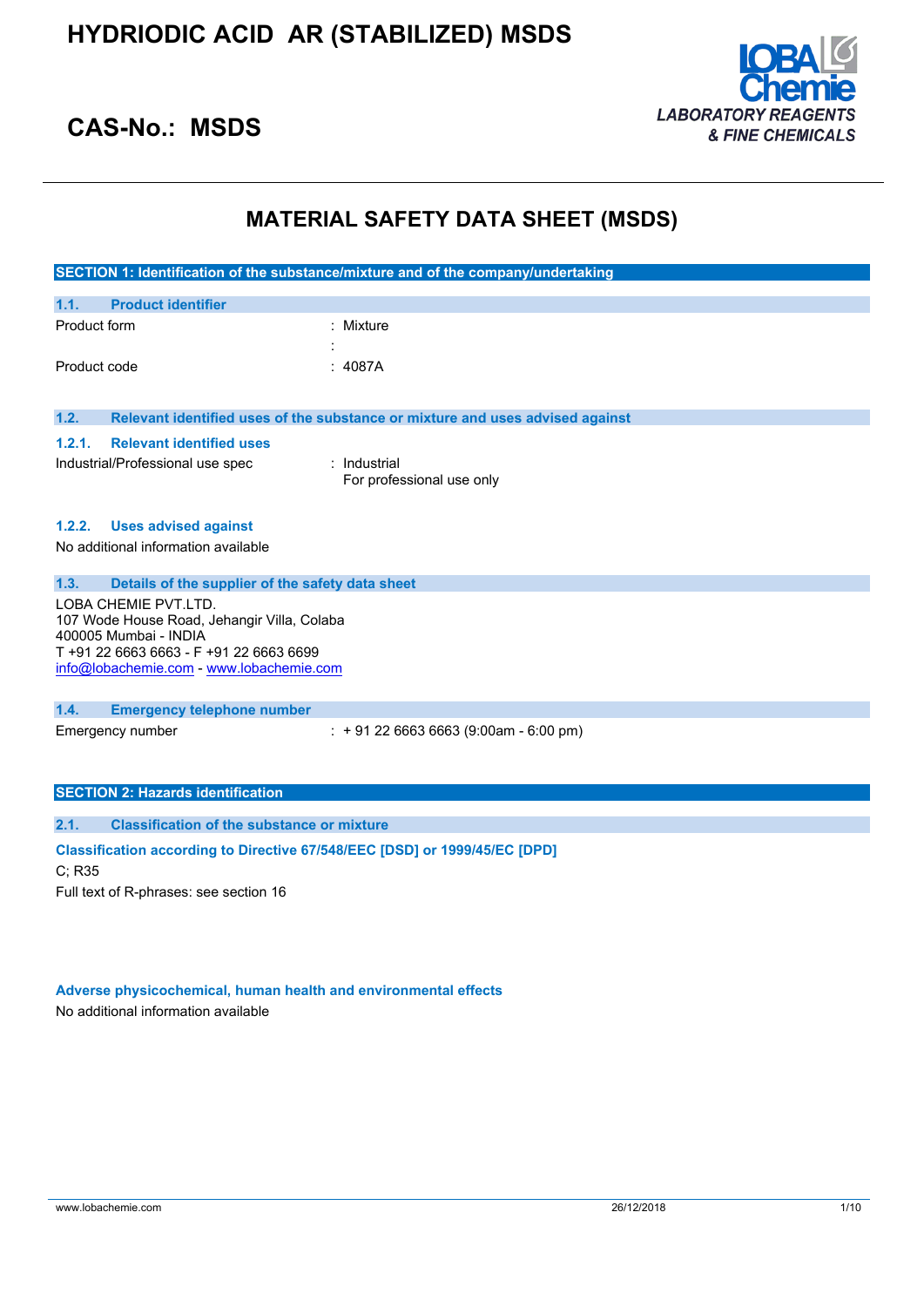# HYDRIODIC ACID AR (STABILIZED) MSDS

## CAS-No.: MSDS

LOBA Chemie
LABORATORY REAGENTS & FINE CHEMICALS

# MATERIAL SAFETY DATA SHEET (MSDS)

## SECTION 1: Identification of the substance/mixture and of the company/undertaking

### 1.1. Product identifier

| | |
|---|---|
| Product form | : Mixture |
| | : |
| Product code | : 4087A |

### 1.2. Relevant identified uses of the substance or mixture and uses advised against

#### 1.2.1. Relevant identified uses

| | |
|---|---|
| Industrial/Professional use spec | : Industrial<br>For professional use only |

#### 1.2.2. Uses advised against

No additional information available

### 1.3. Details of the supplier of the safety data sheet

LOBA CHEMIE PVT.LTD.
107 Wode House Road, Jehangir Villa, Colaba
400005 Mumbai - INDIA
T +91 22 6663 6663 - F +91 22 6663 6699
info@lobachemie.com - www.lobachemie.com

### 1.4. Emergency telephone number

| | |
|---|---|
| Emergency number | : + 91 22 6663 6663 (9:00am - 6:00 pm) |

## SECTION 2: Hazards identification

### 2.1. Classification of the substance or mixture

**Classification according to Directive 67/548/EEC [DSD] or 1999/45/EC [DPD]**

C; R35

Full text of R-phrases: see section 16

**Adverse physicochemical, human health and environmental effects**

No additional information available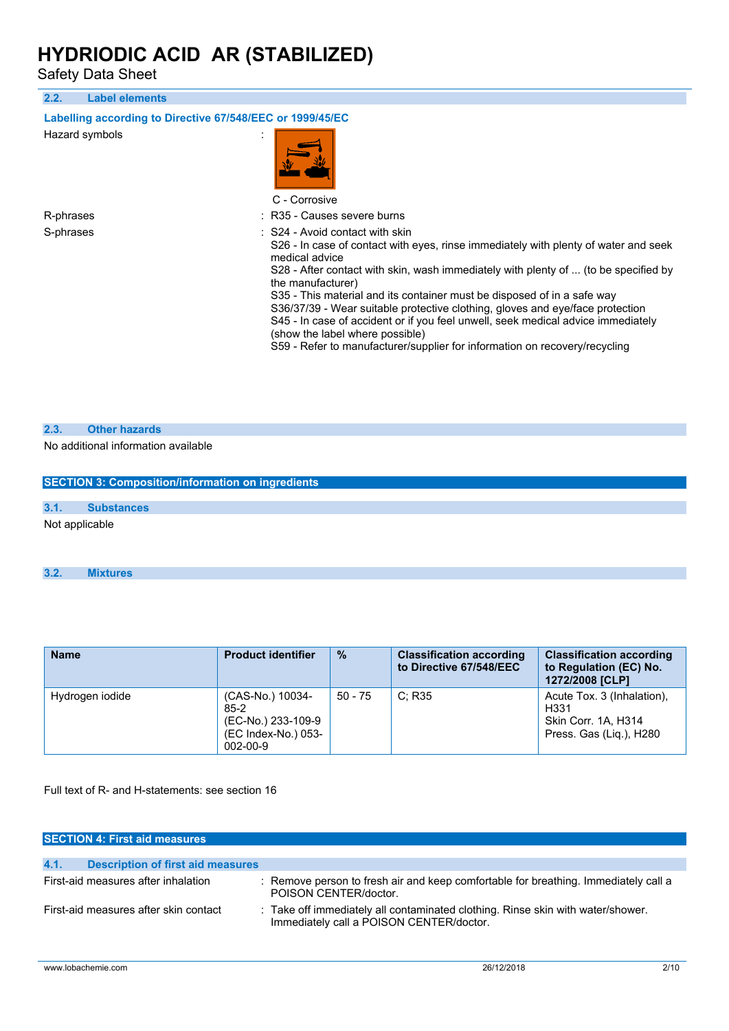### 2.2. Label elements

**Labelling according to Directive 67/548/EEC or 1999/45/EC**

Hazard symbols :

C - Corrosive

R-phrases : R35 - Causes severe burns

S-phrases : S24 - Avoid contact with skin
S26 - In case of contact with eyes, rinse immediately with plenty of water and seek medical advice
S28 - After contact with skin, wash immediately with plenty of ... (to be specified by the manufacturer)
S35 - This material and its container must be disposed of in a safe way
S36/37/39 - Wear suitable protective clothing, gloves and eye/face protection
S45 - In case of accident or if you feel unwell, seek medical advice immediately (show the label where possible)
S59 - Refer to manufacturer/supplier for information on recovery/recycling

### 2.3. Other hazards

No additional information available

## SECTION 3: Composition/information on ingredients

### 3.1. Substances

Not applicable

### 3.2. Mixtures

| Name | Product identifier | % | Classification according to Directive 67/548/EEC | Classification according to Regulation (EC) No. 1272/2008 [CLP] |
|---|---|---|---|---|
| Hydrogen iodide | (CAS-No.) 10034-85-2<br>(EC-No.) 233-109-9<br>(EC Index-No.) 053-002-00-9 | 50 - 75 | C; R35 | Acute Tox. 3 (Inhalation), H331<br>Skin Corr. 1A, H314<br>Press. Gas (Liq.), H280 |

Full text of R- and H-statements: see section 16

## SECTION 4: First aid measures

### 4.1. Description of first aid measures

First-aid measures after inhalation : Remove person to fresh air and keep comfortable for breathing. Immediately call a POISON CENTER/doctor.

First-aid measures after skin contact : Take off immediately all contaminated clothing. Rinse skin with water/shower. Immediately call a POISON CENTER/doctor.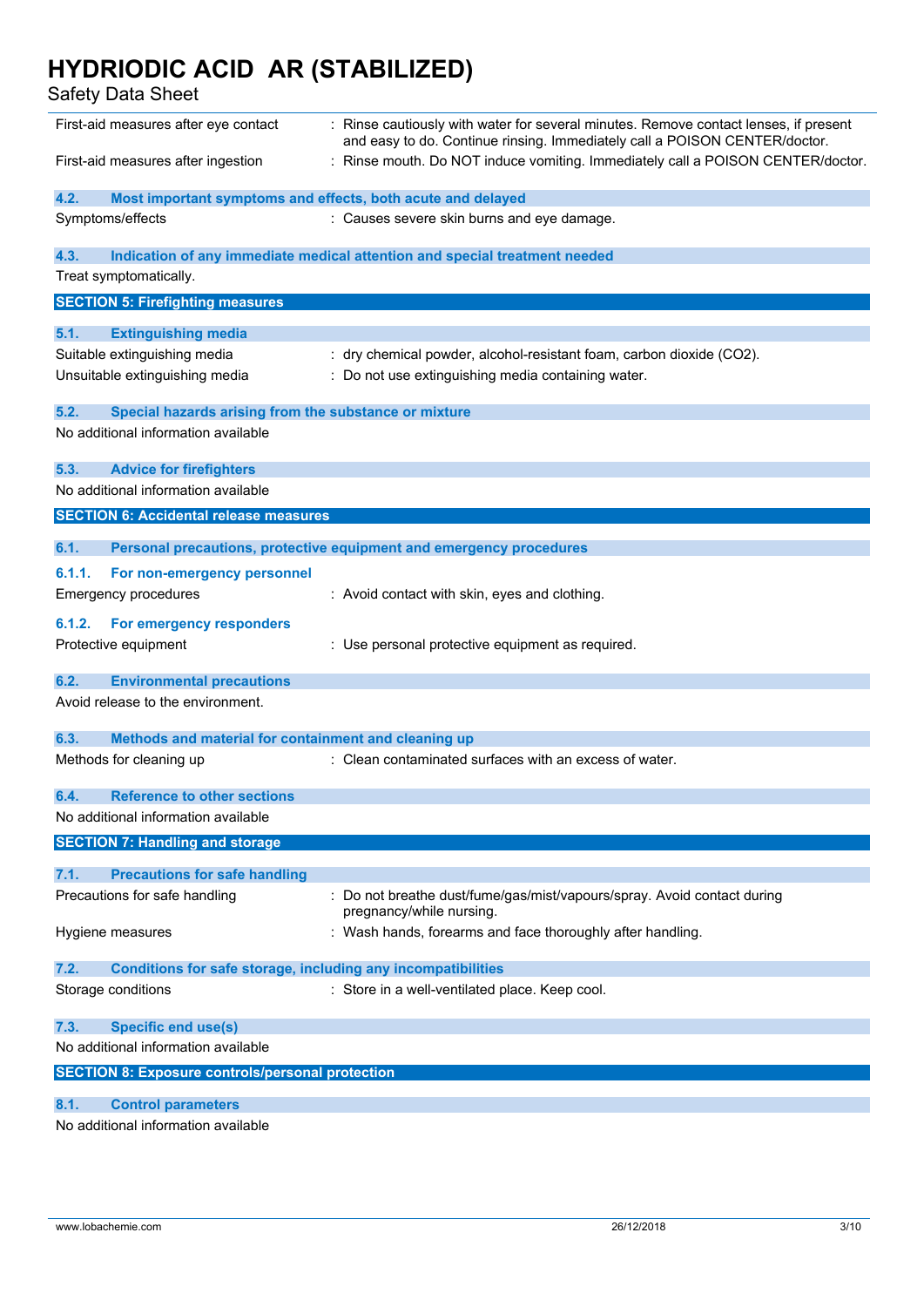First-aid measures after eye contact : Rinse cautiously with water for several minutes. Remove contact lenses, if present and easy to do. Continue rinsing. Immediately call a POISON CENTER/doctor.

First-aid measures after ingestion : Rinse mouth. Do NOT induce vomiting. Immediately call a POISON CENTER/doctor.

### 4.2. Most important symptoms and effects, both acute and delayed

Symptoms/effects : Causes severe skin burns and eye damage.

### 4.3. Indication of any immediate medical attention and special treatment needed

Treat symptomatically.

## SECTION 5: Firefighting measures

### 5.1. Extinguishing media

Suitable extinguishing media : dry chemical powder, alcohol-resistant foam, carbon dioxide ($CO_2$).

Unsuitable extinguishing media : Do not use extinguishing media containing water.

### 5.2. Special hazards arising from the substance or mixture

No additional information available

### 5.3. Advice for firefighters

No additional information available

## SECTION 6: Accidental release measures

### 6.1. Personal precautions, protective equipment and emergency procedures

#### 6.1.1. For non-emergency personnel

Emergency procedures : Avoid contact with skin, eyes and clothing.

#### 6.1.2. For emergency responders

Protective equipment : Use personal protective equipment as required.

### 6.2. Environmental precautions

Avoid release to the environment.

### 6.3. Methods and material for containment and cleaning up

Methods for cleaning up : Clean contaminated surfaces with an excess of water.

### 6.4. Reference to other sections

No additional information available

## SECTION 7: Handling and storage

### 7.1. Precautions for safe handling

Precautions for safe handling : Do not breathe dust/fume/gas/mist/vapours/spray. Avoid contact during pregnancy/while nursing.

Hygiene measures : Wash hands, forearms and face thoroughly after handling.

### 7.2. Conditions for safe storage, including any incompatibilities

Storage conditions : Store in a well-ventilated place. Keep cool.

### 7.3. Specific end use(s)

No additional information available

## SECTION 8: Exposure controls/personal protection

### 8.1. Control parameters

No additional information available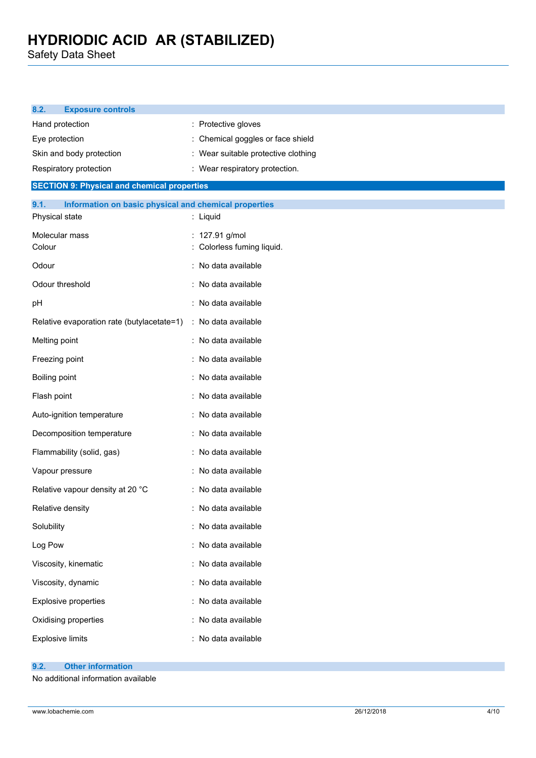### 8.2. Exposure controls

| | |
|---|---|
| Hand protection | : Protective gloves |
| Eye protection | : Chemical goggles or face shield |
| Skin and body protection | : Wear suitable protective clothing |
| Respiratory protection | : Wear respiratory protection. |

## SECTION 9: Physical and chemical properties

### 9.1. Information on basic physical and chemical properties

| | |
|---|---|
| Physical state | : Liquid |
| Molecular mass | : 127.91 g/mol |
| Colour | : Colorless fuming liquid. |
| Odour | : No data available |
| Odour threshold | : No data available |
| pH | : No data available |
| Relative evaporation rate (butylacetate=1) | : No data available |
| Melting point | : No data available |
| Freezing point | : No data available |
| Boiling point | : No data available |
| Flash point | : No data available |
| Auto-ignition temperature | : No data available |
| Decomposition temperature | : No data available |
| Flammability (solid, gas) | : No data available |
| Vapour pressure | : No data available |
| Relative vapour density at 20 °C | : No data available |
| Relative density | : No data available |
| Solubility | : No data available |
| Log Pow | : No data available |
| Viscosity, kinematic | : No data available |
| Viscosity, dynamic | : No data available |
| Explosive properties | : No data available |
| Oxidising properties | : No data available |
| Explosive limits | : No data available |

### 9.2. Other information

No additional information available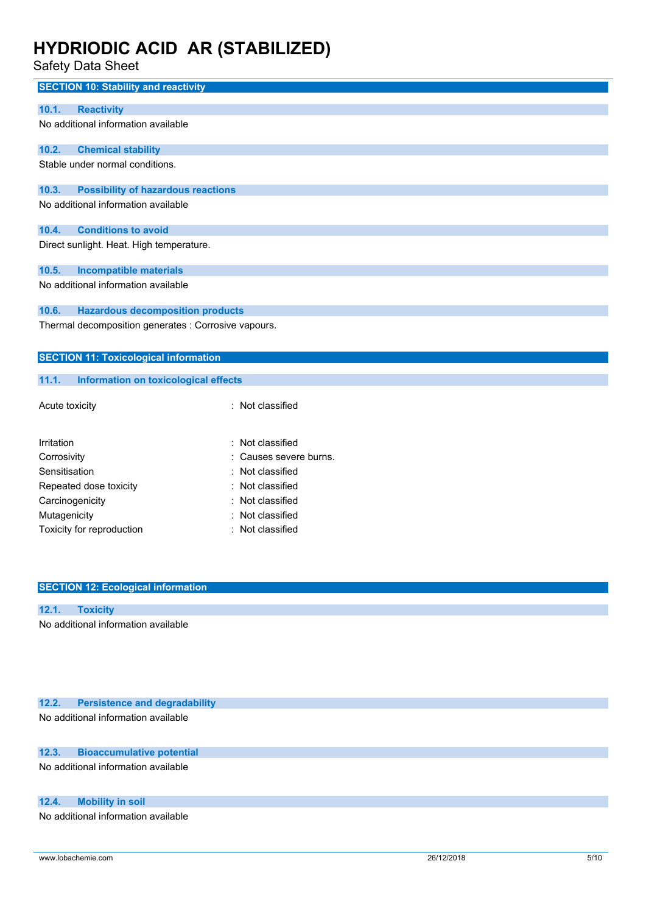## SECTION 10: Stability and reactivity

### 10.1. Reactivity

No additional information available

### 10.2. Chemical stability

Stable under normal conditions.

### 10.3. Possibility of hazardous reactions

No additional information available

### 10.4. Conditions to avoid

Direct sunlight. Heat. High temperature.

### 10.5. Incompatible materials

No additional information available

### 10.6. Hazardous decomposition products

Thermal decomposition generates : Corrosive vapours.

## SECTION 11: Toxicological information

### 11.1. Information on toxicological effects

| | |
|---|---|
| Acute toxicity | : Not classified |
| Irritation | : Not classified |
| Corrosivity | : Causes severe burns. |
| Sensitisation | : Not classified |
| Repeated dose toxicity | : Not classified |
| Carcinogenicity | : Not classified |
| Mutagenicity | : Not classified |
| Toxicity for reproduction | : Not classified |

## SECTION 12: Ecological information

### 12.1. Toxicity

No additional information available

### 12.2. Persistence and degradability

No additional information available

### 12.3. Bioaccumulative potential

No additional information available

### 12.4. Mobility in soil

No additional information available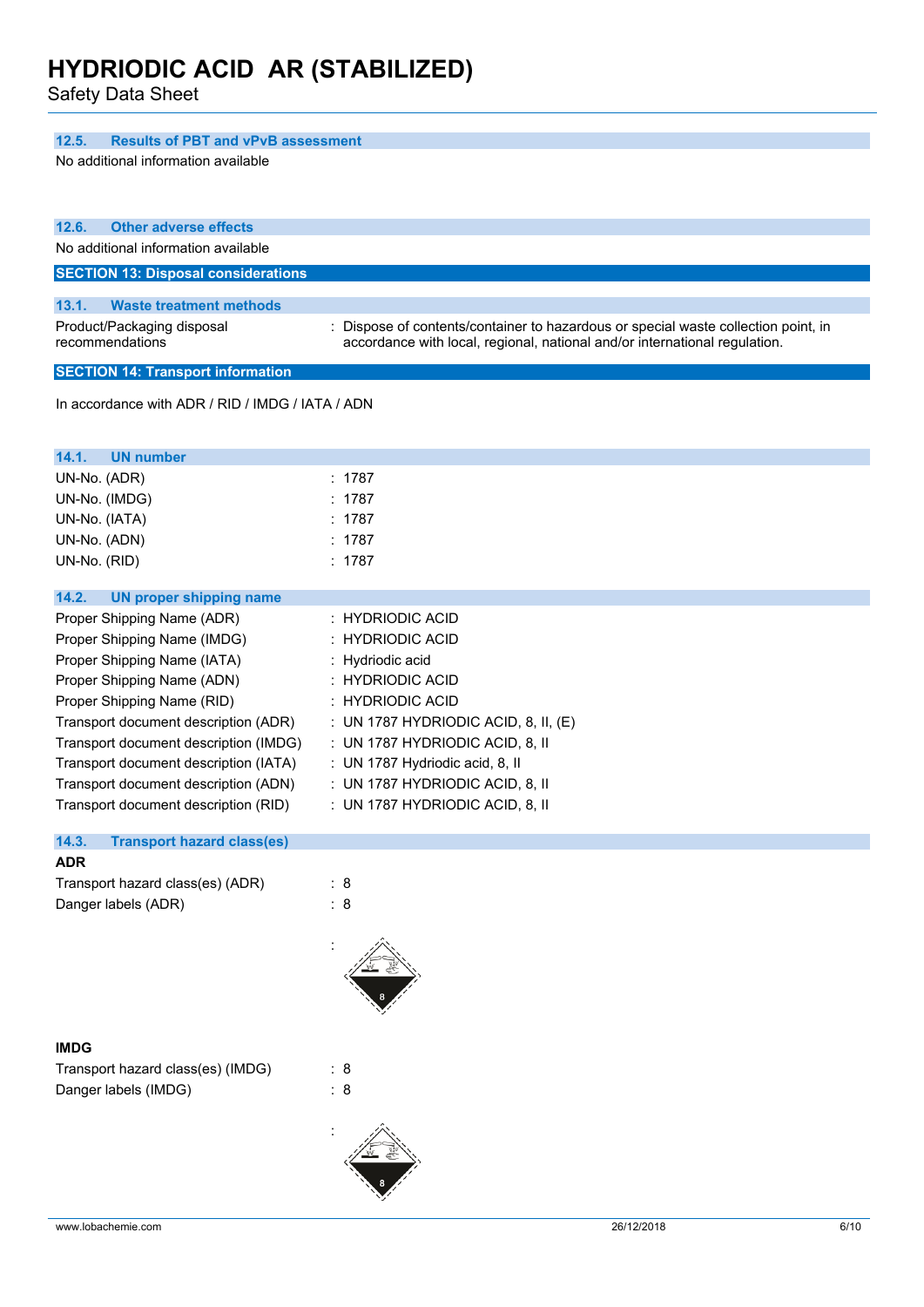### 12.5. Results of PBT and vPvB assessment

No additional information available

### 12.6. Other adverse effects

No additional information available

## SECTION 13: Disposal considerations

### 13.1. Waste treatment methods

Product/Packaging disposal recommendations : Dispose of contents/container to hazardous or special waste collection point, in accordance with local, regional, national and/or international regulation.

## SECTION 14: Transport information

In accordance with ADR / RID / IMDG / IATA / ADN

### 14.1. UN number

UN-No. (ADR) : 1787
UN-No. (IMDG) : 1787
UN-No. (IATA) : 1787
UN-No. (ADN) : 1787
UN-No. (RID) : 1787

### 14.2. UN proper shipping name

Proper Shipping Name (ADR) : HYDRIODIC ACID
Proper Shipping Name (IMDG) : HYDRIODIC ACID
Proper Shipping Name (IATA) : Hydriodic acid
Proper Shipping Name (ADN) : HYDRIODIC ACID
Proper Shipping Name (RID) : HYDRIODIC ACID
Transport document description (ADR) : UN 1787 HYDRIODIC ACID, 8, II, (E)
Transport document description (IMDG) : UN 1787 HYDRIODIC ACID, 8, II
Transport document description (IATA) : UN 1787 Hydriodic acid, 8, II
Transport document description (ADN) : UN 1787 HYDRIODIC ACID, 8, II
Transport document description (RID) : UN 1787 HYDRIODIC ACID, 8, II

### 14.3. Transport hazard class(es)

**ADR**

Transport hazard class(es) (ADR) : 8
Danger labels (ADR) : 8

:

**IMDG**

Transport hazard class(es) (IMDG) : 8
Danger labels (IMDG) : 8

: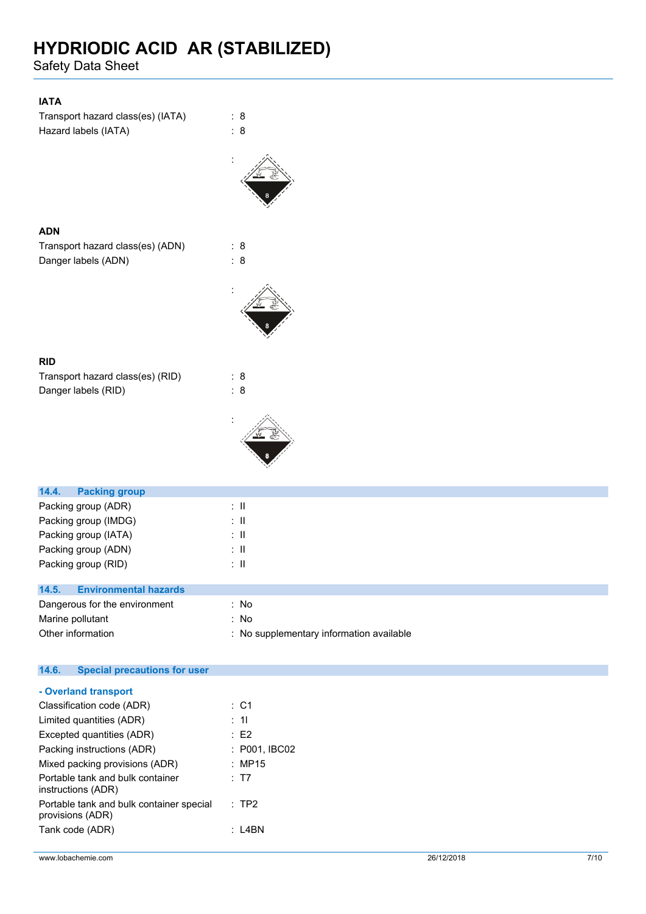### IATA

| | |
|---|---|
| Transport hazard class(es) (IATA) | : 8 |
| Hazard labels (IATA) | : 8 |
| | : |

### ADN

| | |
|---|---|
| Transport hazard class(es) (ADN) | : 8 |
| Danger labels (ADN) | : 8 |
| | : |

### RID

| | |
|---|---|
| Transport hazard class(es) (RID) | : 8 |
| Danger labels (RID) | : 8 |
| | : |

## 14.4. Packing group

| | |
|---|---|
| Packing group (ADR) | : II |
| Packing group (IMDG) | : II |
| Packing group (IATA) | : II |
| Packing group (ADN) | : II |
| Packing group (RID) | : II |

## 14.5. Environmental hazards

| | |
|---|---|
| Dangerous for the environment | : No |
| Marine pollutant | : No |
| Other information | : No supplementary information available |

## 14.6. Special precautions for user

**- Overland transport**

| | |
|---|---|
| Classification code (ADR) | : C1 |
| Limited quantities (ADR) | : 1l |
| Excepted quantities (ADR) | : E2 |
| Packing instructions (ADR) | : P001, IBC02 |
| Mixed packing provisions (ADR) | : MP15 |
| Portable tank and bulk container instructions (ADR) | : T7 |
| Portable tank and bulk container special provisions (ADR) | : TP2 |
| Tank code (ADR) | : L4BN |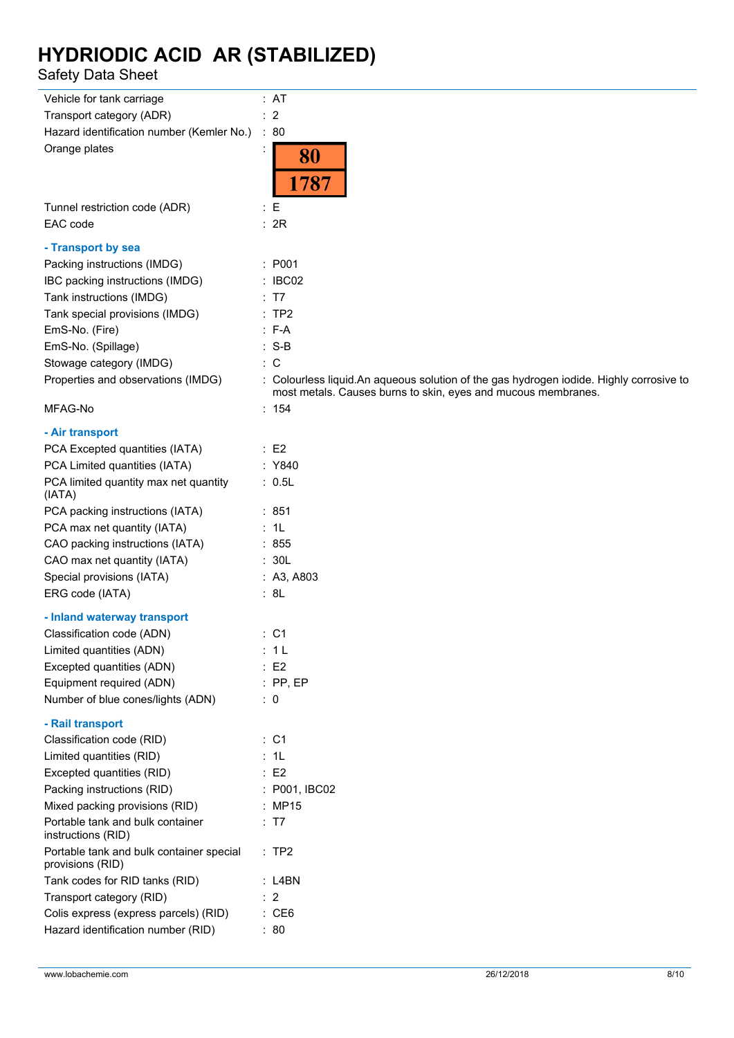| | |
|---|---|
| Vehicle for tank carriage | : AT |
| Transport category (ADR) | : 2 |
| Hazard identification number (Kemler No.) | : 80 |
| Orange plates | : 80 / 1787 |
| Tunnel restriction code (ADR) | : E |
| EAC code | : 2R |

### - Transport by sea

| | |
|---|---|
| Packing instructions (IMDG) | : P001 |
| IBC packing instructions (IMDG) | : IBC02 |
| Tank instructions (IMDG) | : T7 |
| Tank special provisions (IMDG) | : TP2 |
| EmS-No. (Fire) | : F-A |
| EmS-No. (Spillage) | : S-B |
| Stowage category (IMDG) | : C |
| Properties and observations (IMDG) | : Colourless liquid.An aqueous solution of the gas hydrogen iodide. Highly corrosive to most metals. Causes burns to skin, eyes and mucous membranes. |
| MFAG-No | : 154 |

### - Air transport

| | |
|---|---|
| PCA Excepted quantities (IATA) | : E2 |
| PCA Limited quantities (IATA) | : Y840 |
| PCA limited quantity max net quantity (IATA) | : 0.5L |
| PCA packing instructions (IATA) | : 851 |
| PCA max net quantity (IATA) | : 1L |
| CAO packing instructions (IATA) | : 855 |
| CAO max net quantity (IATA) | : 30L |
| Special provisions (IATA) | : A3, A803 |
| ERG code (IATA) | : 8L |

### - Inland waterway transport

| | |
|---|---|
| Classification code (ADN) | : C1 |
| Limited quantities (ADN) | : 1 L |
| Excepted quantities (ADN) | : E2 |
| Equipment required (ADN) | : PP, EP |
| Number of blue cones/lights (ADN) | : 0 |

### - Rail transport

| | |
|---|---|
| Classification code (RID) | : C1 |
| Limited quantities (RID) | : 1L |
| Excepted quantities (RID) | : E2 |
| Packing instructions (RID) | : P001, IBC02 |
| Mixed packing provisions (RID) | : MP15 |
| Portable tank and bulk container instructions (RID) | : T7 |
| Portable tank and bulk container special provisions (RID) | : TP2 |
| Tank codes for RID tanks (RID) | : L4BN |
| Transport category (RID) | : 2 |
| Colis express (express parcels) (RID) | : CE6 |
| Hazard identification number (RID) | : 80 |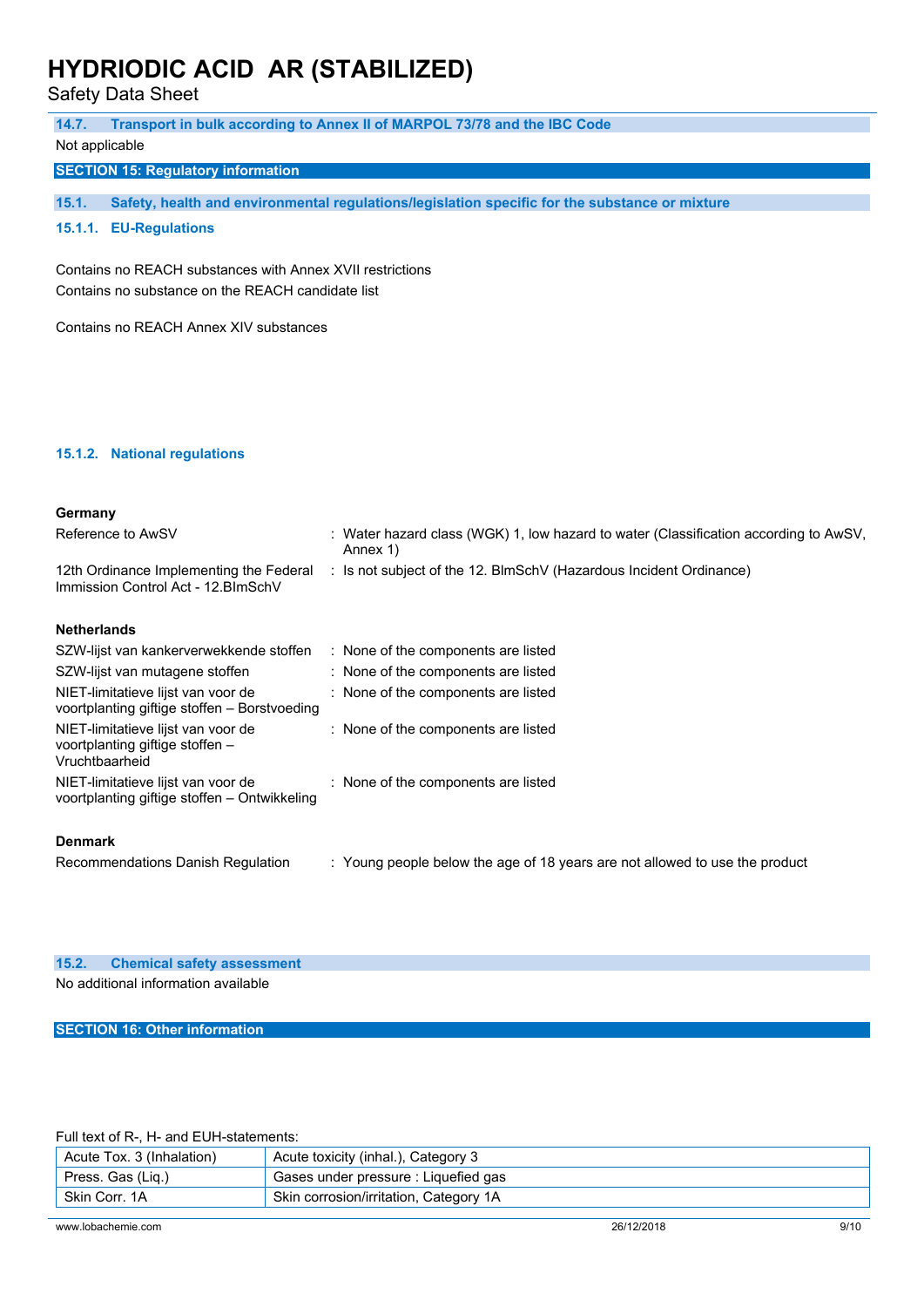### 14.7. Transport in bulk according to Annex II of MARPOL 73/78 and the IBC Code

Not applicable

## SECTION 15: Regulatory information

### 15.1. Safety, health and environmental regulations/legislation specific for the substance or mixture

#### 15.1.1. EU-Regulations

Contains no REACH substances with Annex XVII restrictions
Contains no substance on the REACH candidate list

Contains no REACH Annex XIV substances

#### 15.1.2. National regulations

**Germany**

| | |
|---|---|
| Reference to AwSV | : Water hazard class (WGK) 1, low hazard to water (Classification according to AwSV, Annex 1) |
| 12th Ordinance Implementing the Federal Immission Control Act - 12.BImSchV | : Is not subject of the 12. BlmSchV (Hazardous Incident Ordinance) |

**Netherlands**

| | |
|---|---|
| SZW-lijst van kankerverwekkende stoffen | : None of the components are listed |
| SZW-lijst van mutagene stoffen | : None of the components are listed |
| NIET-limitatieve lijst van voor de voortplanting giftige stoffen – Borstvoeding | : None of the components are listed |
| NIET-limitatieve lijst van voor de voortplanting giftige stoffen – Vruchtbaarheid | : None of the components are listed |
| NIET-limitatieve lijst van voor de voortplanting giftige stoffen – Ontwikkeling | : None of the components are listed |

**Denmark**

| | |
|---|---|
| Recommendations Danish Regulation | : Young people below the age of 18 years are not allowed to use the product |

### 15.2. Chemical safety assessment

No additional information available

## SECTION 16: Other information

Full text of R-, H- and EUH-statements:

| | |
|---|---|
| Acute Tox. 3 (Inhalation) | Acute toxicity (inhal.), Category 3 |
| Press. Gas (Liq.) | Gases under pressure : Liquefied gas |
| Skin Corr. 1A | Skin corrosion/irritation, Category 1A |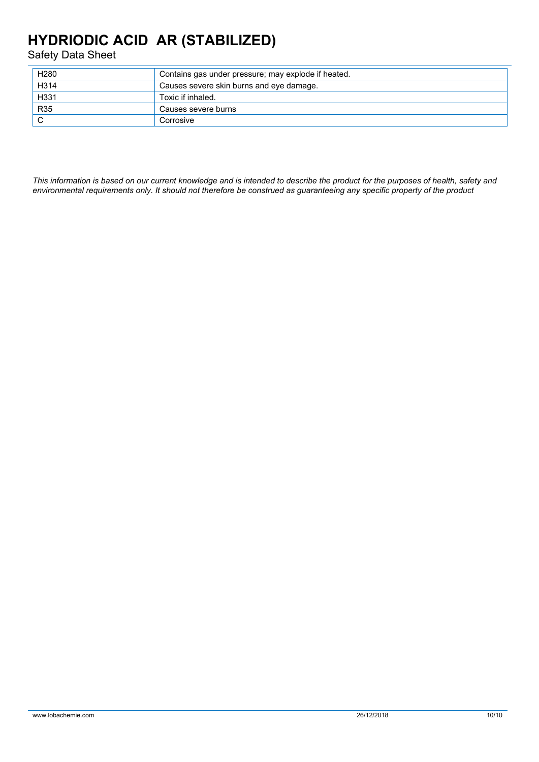| | |
|---|---|
| H280 | Contains gas under pressure; may explode if heated. |
| H314 | Causes severe skin burns and eye damage. |
| H331 | Toxic if inhaled. |
| R35 | Causes severe burns |
| C | Corrosive |

*This information is based on our current knowledge and is intended to describe the product for the purposes of health, safety and environmental requirements only. It should not therefore be construed as guaranteeing any specific property of the product*